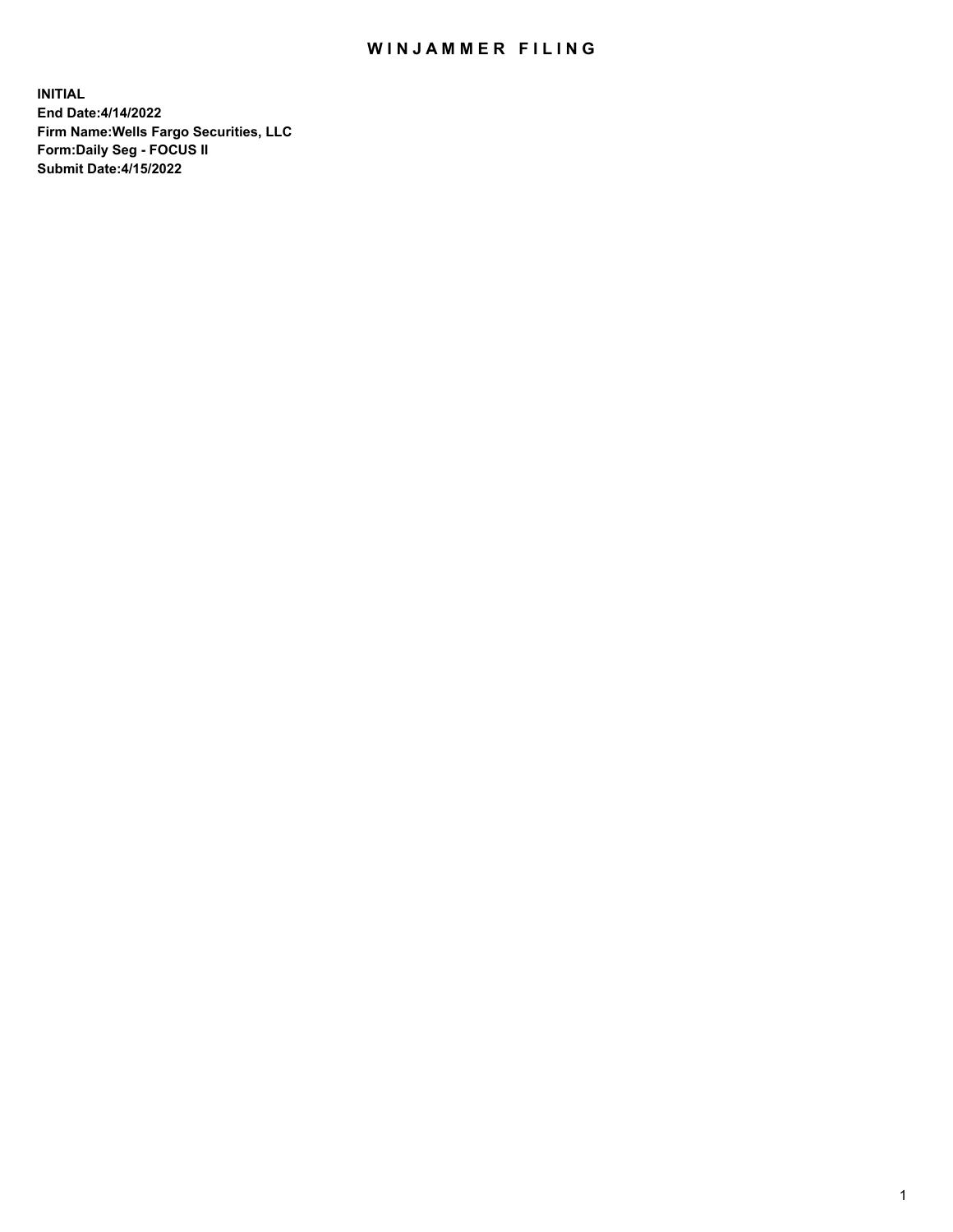# WINJAMMER FILING

**INITIAL**
**End Date:4/14/2022**
**Firm Name:Wells Fargo Securities, LLC**
**Form:Daily Seg - FOCUS II**
**Submit Date:4/15/2022**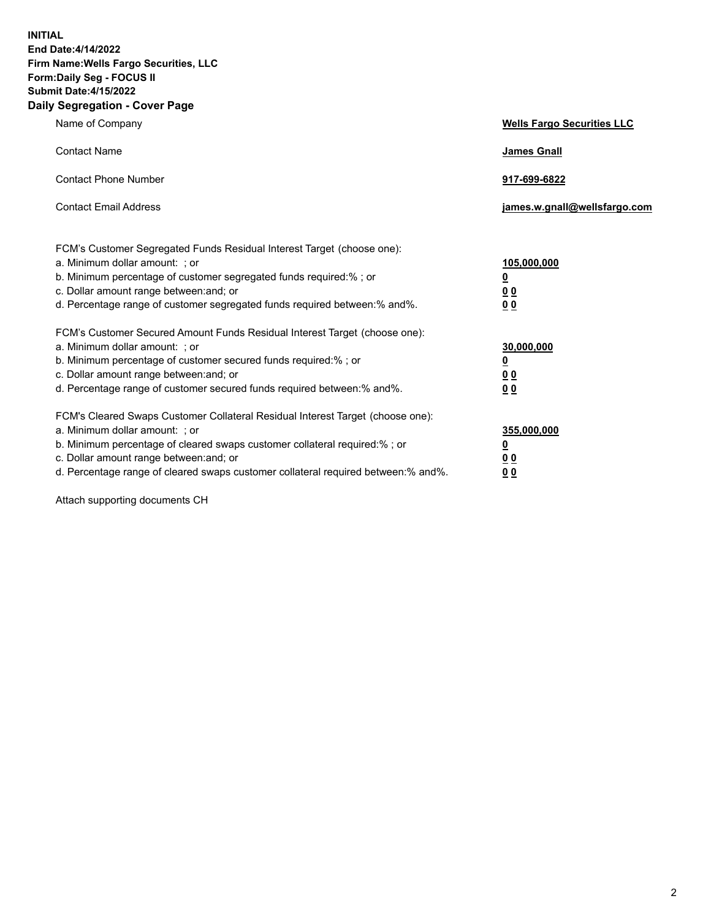**INITIAL**
**End Date:4/14/2022**
**Firm Name:Wells Fargo Securities, LLC**
**Form:Daily Seg - FOCUS II**
**Submit Date:4/15/2022**

## Daily Segregation - Cover Page

| | |
|---|---|
| Name of Company | **Wells Fargo Securities LLC** |
| Contact Name | **James Gnall** |
| Contact Phone Number | **917-699-6822** |
| Contact Email Address | **james.w.gnall@wellsfargo.com** |

| | |
|---|---|
| FCM's Customer Segregated Funds Residual Interest Target (choose one): | |
| a. Minimum dollar amount: ; or | **105,000,000** |
| b. Minimum percentage of customer segregated funds required:% ; or | **0** |
| c. Dollar amount range between:and; or | **0 0** |
| d. Percentage range of customer segregated funds required between:% and%. | **0 0** |
| FCM's Customer Secured Amount Funds Residual Interest Target (choose one): | |
| a. Minimum dollar amount: ; or | **30,000,000** |
| b. Minimum percentage of customer secured funds required:% ; or | **0** |
| c. Dollar amount range between:and; or | **0 0** |
| d. Percentage range of customer secured funds required between:% and%. | **0 0** |
| FCM's Cleared Swaps Customer Collateral Residual Interest Target (choose one): | |
| a. Minimum dollar amount: ; or | **355,000,000** |
| b. Minimum percentage of cleared swaps customer collateral required:% ; or | **0** |
| c. Dollar amount range between:and; or | **0 0** |
| d. Percentage range of cleared swaps customer collateral required between:% and%. | **0 0** |

Attach supporting documents CH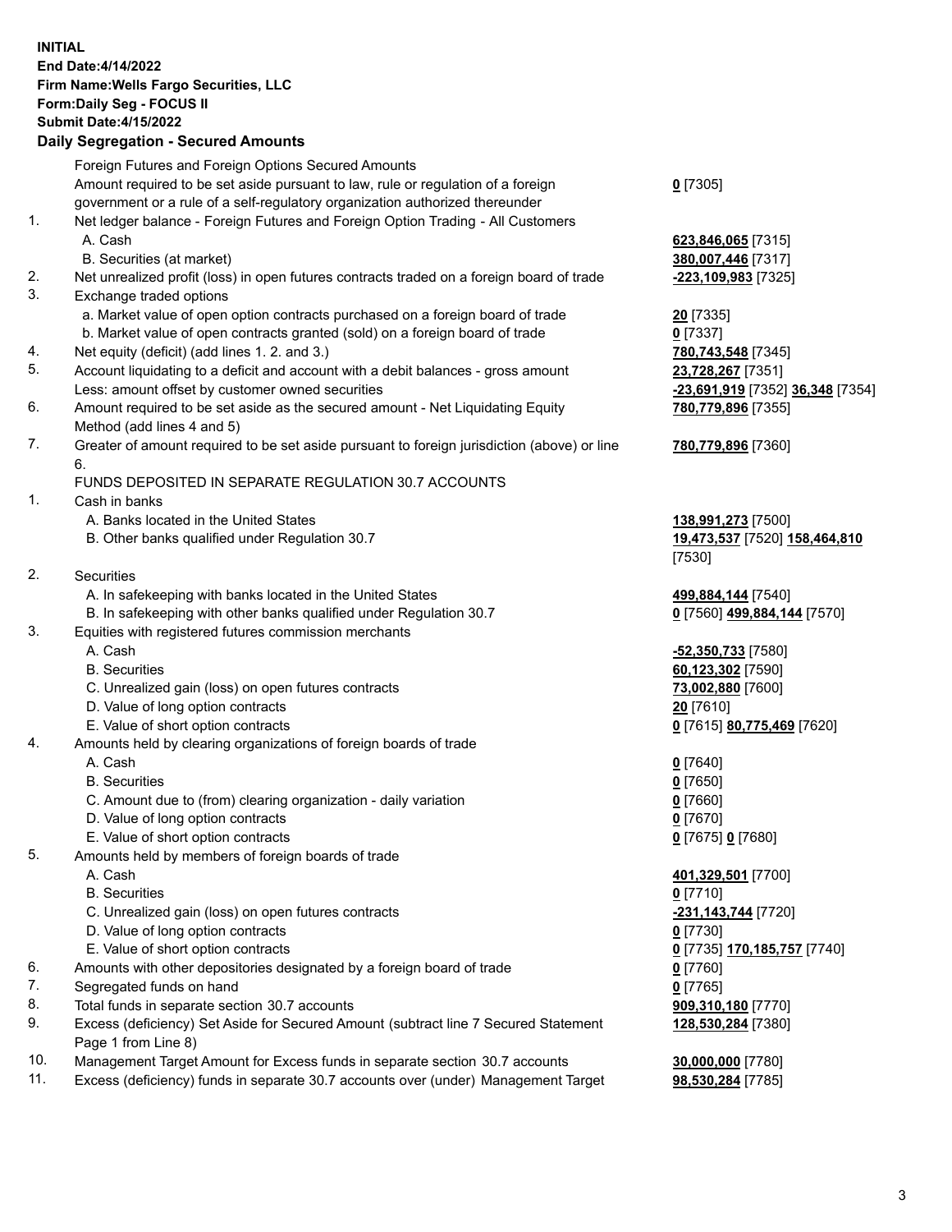**INITIAL**
**End Date:4/14/2022**
**Firm Name:Wells Fargo Securities, LLC**
**Form:Daily Seg - FOCUS II**
**Submit Date:4/15/2022**

## Daily Segregation - Secured Amounts

| | | |
|---|---|---|
| | Foreign Futures and Foreign Options Secured Amounts | |
| | Amount required to be set aside pursuant to law, rule or regulation of a foreign government or a rule of a self-regulatory organization authorized thereunder | **0** [7305] |
| 1. | Net ledger balance - Foreign Futures and Foreign Option Trading - All Customers | |
| | A. Cash | **623,846,065** [7315] |
| | B. Securities (at market) | **380,007,446** [7317] |
| 2. | Net unrealized profit (loss) in open futures contracts traded on a foreign board of trade | **-223,109,983** [7325] |
| 3. | Exchange traded options | |
| | a. Market value of open option contracts purchased on a foreign board of trade | **20** [7335] |
| | b. Market value of open contracts granted (sold) on a foreign board of trade | **0** [7337] |
| 4. | Net equity (deficit) (add lines 1. 2. and 3.) | **780,743,548** [7345] |
| 5. | Account liquidating to a deficit and account with a debit balances - gross amount | **23,728,267** [7351] |
| | Less: amount offset by customer owned securities | **-23,691,919** [7352] **36,348** [7354] |
| 6. | Amount required to be set aside as the secured amount - Net Liquidating Equity Method (add lines 4 and 5) | **780,779,896** [7355] |
| 7. | Greater of amount required to be set aside pursuant to foreign jurisdiction (above) or line 6. | **780,779,896** [7360] |
| | FUNDS DEPOSITED IN SEPARATE REGULATION 30.7 ACCOUNTS | |
| 1. | Cash in banks | |
| | A. Banks located in the United States | **138,991,273** [7500] |
| | B. Other banks qualified under Regulation 30.7 | **19,473,537** [7520] **158,464,810** [7530] |
| 2. | Securities | |
| | A. In safekeeping with banks located in the United States | **499,884,144** [7540] |
| | B. In safekeeping with other banks qualified under Regulation 30.7 | **0** [7560] **499,884,144** [7570] |
| 3. | Equities with registered futures commission merchants | |
| | A. Cash | **-52,350,733** [7580] |
| | B. Securities | **60,123,302** [7590] |
| | C. Unrealized gain (loss) on open futures contracts | **73,002,880** [7600] |
| | D. Value of long option contracts | **20** [7610] |
| | E. Value of short option contracts | **0** [7615] **80,775,469** [7620] |
| 4. | Amounts held by clearing organizations of foreign boards of trade | |
| | A. Cash | **0** [7640] |
| | B. Securities | **0** [7650] |
| | C. Amount due to (from) clearing organization - daily variation | **0** [7660] |
| | D. Value of long option contracts | **0** [7670] |
| | E. Value of short option contracts | **0** [7675] **0** [7680] |
| 5. | Amounts held by members of foreign boards of trade | |
| | A. Cash | **401,329,501** [7700] |
| | B. Securities | **0** [7710] |
| | C. Unrealized gain (loss) on open futures contracts | **-231,143,744** [7720] |
| | D. Value of long option contracts | **0** [7730] |
| | E. Value of short option contracts | **0** [7735] **170,185,757** [7740] |
| 6. | Amounts with other depositories designated by a foreign board of trade | **0** [7760] |
| 7. | Segregated funds on hand | **0** [7765] |
| 8. | Total funds in separate section 30.7 accounts | **909,310,180** [7770] |
| 9. | Excess (deficiency) Set Aside for Secured Amount (subtract line 7 Secured Statement Page 1 from Line 8) | **128,530,284** [7380] |
| 10. | Management Target Amount for Excess funds in separate section 30.7 accounts | **30,000,000** [7780] |
| 11. | Excess (deficiency) funds in separate 30.7 accounts over (under) Management Target | **98,530,284** [7785] |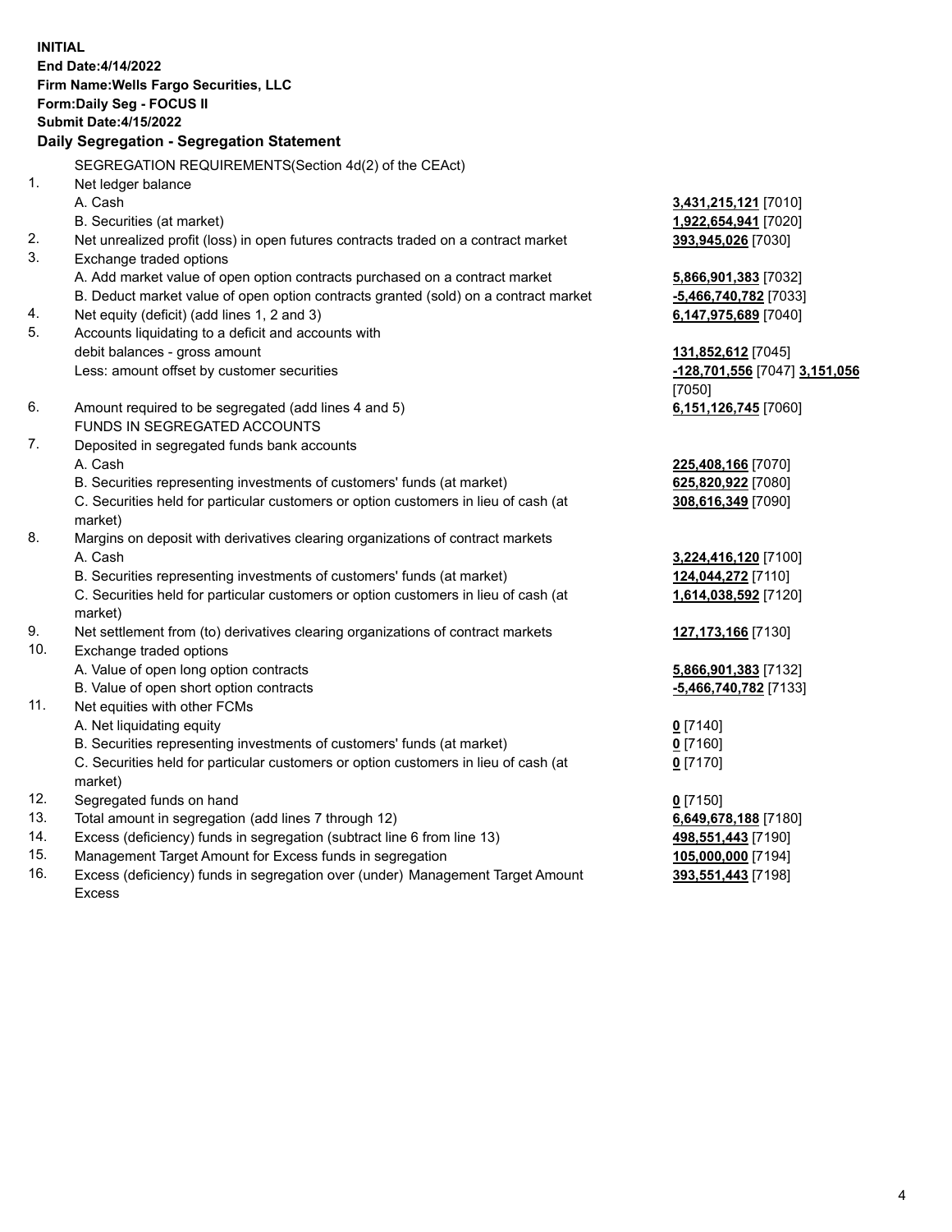**INITIAL**
**End Date:4/14/2022**
**Firm Name:Wells Fargo Securities, LLC**
**Form:Daily Seg - FOCUS II**
**Submit Date:4/15/2022**

## Daily Segregation - Segregation Statement

SEGREGATION REQUIREMENTS(Section 4d(2) of the CEAct)

| | | |
|---|---|---|
| 1. | Net ledger balance | |
| | A. Cash | **3,431,215,121** [7010] |
| | B. Securities (at market) | **1,922,654,941** [7020] |
| 2. | Net unrealized profit (loss) in open futures contracts traded on a contract market | **393,945,026** [7030] |
| 3. | Exchange traded options | |
| | A. Add market value of open option contracts purchased on a contract market | **5,866,901,383** [7032] |
| | B. Deduct market value of open option contracts granted (sold) on a contract market | **-5,466,740,782** [7033] |
| 4. | Net equity (deficit) (add lines 1, 2 and 3) | **6,147,975,689** [7040] |
| 5. | Accounts liquidating to a deficit and accounts with debit balances - gross amount | **131,852,612** [7045] |
| | Less: amount offset by customer securities | **-128,701,556** [7047] **3,151,056** [7050] |
| 6. | Amount required to be segregated (add lines 4 and 5) | **6,151,126,745** [7060] |
| | FUNDS IN SEGREGATED ACCOUNTS | |
| 7. | Deposited in segregated funds bank accounts | |
| | A. Cash | **225,408,166** [7070] |
| | B. Securities representing investments of customers' funds (at market) | **625,820,922** [7080] |
| | C. Securities held for particular customers or option customers in lieu of cash (at market) | **308,616,349** [7090] |
| 8. | Margins on deposit with derivatives clearing organizations of contract markets | |
| | A. Cash | **3,224,416,120** [7100] |
| | B. Securities representing investments of customers' funds (at market) | **124,044,272** [7110] |
| | C. Securities held for particular customers or option customers in lieu of cash (at market) | **1,614,038,592** [7120] |
| 9. | Net settlement from (to) derivatives clearing organizations of contract markets | **127,173,166** [7130] |
| 10. | Exchange traded options | |
| | A. Value of open long option contracts | **5,866,901,383** [7132] |
| | B. Value of open short option contracts | **-5,466,740,782** [7133] |
| 11. | Net equities with other FCMs | |
| | A. Net liquidating equity | **0** [7140] |
| | B. Securities representing investments of customers' funds (at market) | **0** [7160] |
| | C. Securities held for particular customers or option customers in lieu of cash (at market) | **0** [7170] |
| 12. | Segregated funds on hand | **0** [7150] |
| 13. | Total amount in segregation (add lines 7 through 12) | **6,649,678,188** [7180] |
| 14. | Excess (deficiency) funds in segregation (subtract line 6 from line 13) | **498,551,443** [7190] |
| 15. | Management Target Amount for Excess funds in segregation | **105,000,000** [7194] |
| 16. | Excess (deficiency) funds in segregation over (under) Management Target Amount Excess | **393,551,443** [7198] |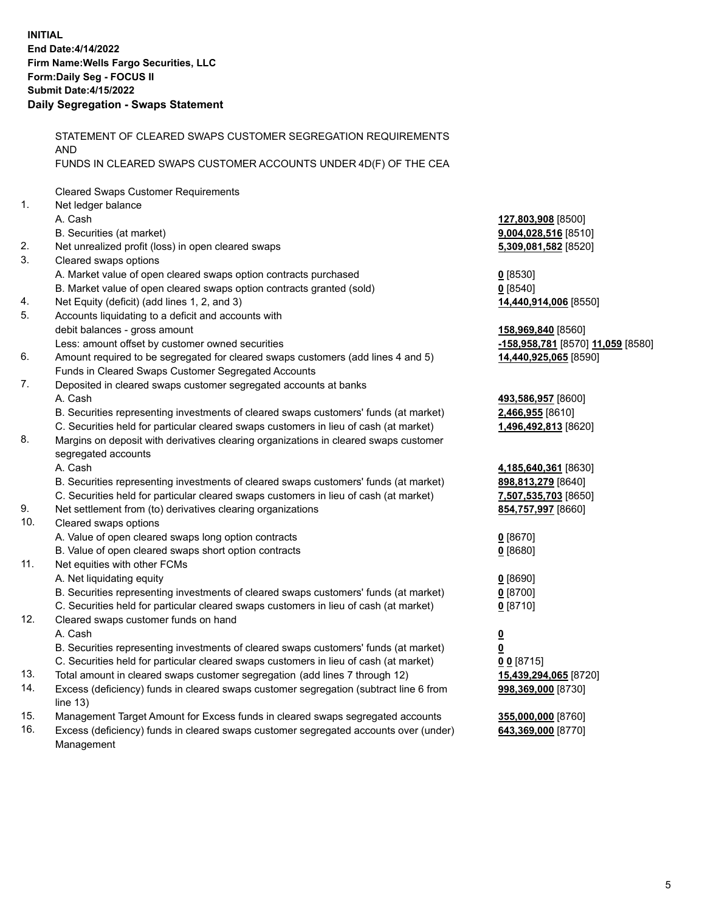**INITIAL**
**End Date:4/14/2022**
**Firm Name:Wells Fargo Securities, LLC**
**Form:Daily Seg - FOCUS II**
**Submit Date:4/15/2022**
**Daily Segregation - Swaps Statement**

STATEMENT OF CLEARED SWAPS CUSTOMER SEGREGATION REQUIREMENTS AND
FUNDS IN CLEARED SWAPS CUSTOMER ACCOUNTS UNDER 4D(F) OF THE CEA

| | | |
|---|---|---|
| | Cleared Swaps Customer Requirements | |
| 1. | Net ledger balance | |
| | A. Cash | **127,803,908** [8500] |
| | B. Securities (at market) | **9,004,028,516** [8510] |
| 2. | Net unrealized profit (loss) in open cleared swaps | **5,309,081,582** [8520] |
| 3. | Cleared swaps options | |
| | A. Market value of open cleared swaps option contracts purchased | **0** [8530] |
| | B. Market value of open cleared swaps option contracts granted (sold) | **0** [8540] |
| 4. | Net Equity (deficit) (add lines 1, 2, and 3) | **14,440,914,006** [8550] |
| 5. | Accounts liquidating to a deficit and accounts with debit balances - gross amount | **158,969,840** [8560] |
| | Less: amount offset by customer owned securities | **-158,958,781** [8570] **11,059** [8580] |
| 6. | Amount required to be segregated for cleared swaps customers (add lines 4 and 5) | **14,440,925,065** [8590] |
| | Funds in Cleared Swaps Customer Segregated Accounts | |
| 7. | Deposited in cleared swaps customer segregated accounts at banks | |
| | A. Cash | **493,586,957** [8600] |
| | B. Securities representing investments of cleared swaps customers' funds (at market) | **2,466,955** [8610] |
| | C. Securities held for particular cleared swaps customers in lieu of cash (at market) | **1,496,492,813** [8620] |
| 8. | Margins on deposit with derivatives clearing organizations in cleared swaps customer segregated accounts | |
| | A. Cash | **4,185,640,361** [8630] |
| | B. Securities representing investments of cleared swaps customers' funds (at market) | **898,813,279** [8640] |
| | C. Securities held for particular cleared swaps customers in lieu of cash (at market) | **7,507,535,703** [8650] |
| 9. | Net settlement from (to) derivatives clearing organizations | **854,757,997** [8660] |
| 10. | Cleared swaps options | |
| | A. Value of open cleared swaps long option contracts | **0** [8670] |
| | B. Value of open cleared swaps short option contracts | **0** [8680] |
| 11. | Net equities with other FCMs | |
| | A. Net liquidating equity | **0** [8690] |
| | B. Securities representing investments of cleared swaps customers' funds (at market) | **0** [8700] |
| | C. Securities held for particular cleared swaps customers in lieu of cash (at market) | **0** [8710] |
| 12. | Cleared swaps customer funds on hand | |
| | A. Cash | **0** |
| | B. Securities representing investments of cleared swaps customers' funds (at market) | **0** |
| | C. Securities held for particular cleared swaps customers in lieu of cash (at market) | **0** **0** [8715] |
| 13. | Total amount in cleared swaps customer segregation (add lines 7 through 12) | **15,439,294,065** [8720] |
| 14. | Excess (deficiency) funds in cleared swaps customer segregation (subtract line 6 from line 13) | **998,369,000** [8730] |
| 15. | Management Target Amount for Excess funds in cleared swaps segregated accounts | **355,000,000** [8760] |
| 16. | Excess (deficiency) funds in cleared swaps customer segregated accounts over (under) Management | **643,369,000** [8770] |